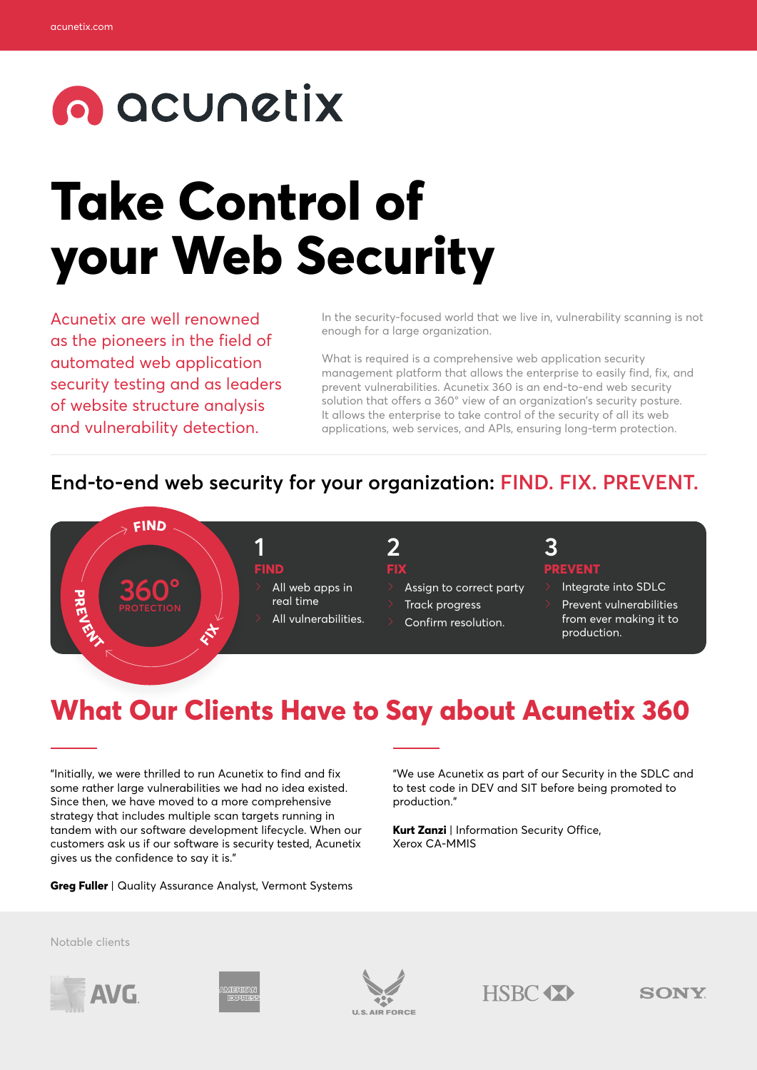acunetix

# Take Control of your Web Security

Acunetix are well renowned as the pioneers in the field of automated web application security testing and as leaders of website structure analysis and vulnerability detection.

In the security-focused world that we live in, vulnerability scanning is not enough for a large organization.

What is required is a comprehensive web application security management platform that allows the enterprise to easily find, fix, and prevent vulnerabilities. Acunetix 360 is an end-to-end web security solution that offers a 360° view of an organization's security posture. It allows the enterprise to take control of the security of all its web applications, web services, and APIs, ensuring long-term protection.

## End-to-end web security for your organization: FIND. FIX. PREVENT.

FIND · FIX · PREVENT — 360° PROTECTION

**1 FIND**

- All web apps in real time
- All vulnerabilities.

**2 FIX**

- Assign to correct party
- Track progress
- Confirm resolution.

**3 PREVENT**

- Integrate into SDLC
- Prevent vulnerabilities from ever making it to production.

## What Our Clients Have to Say about Acunetix 360

"Initially, we were thrilled to run Acunetix to find and fix some rather large vulnerabilities we had no idea existed. Since then, we have moved to a more comprehensive strategy that includes multiple scan targets running in tandem with our software development lifecycle. When our customers ask us if our software is security tested, Acunetix gives us the confidence to say it is."

**Greg Fuller** | Quality Assurance Analyst, Vermont Systems

"We use Acunetix as part of our Security in the SDLC and to test code in DEV and SIT before being promoted to production."

**Kurt Zanzi** | Information Security Office, Xerox CA-MMIS

Notable clients

AVG · American Express · U.S. Air Force · HSBC · Sony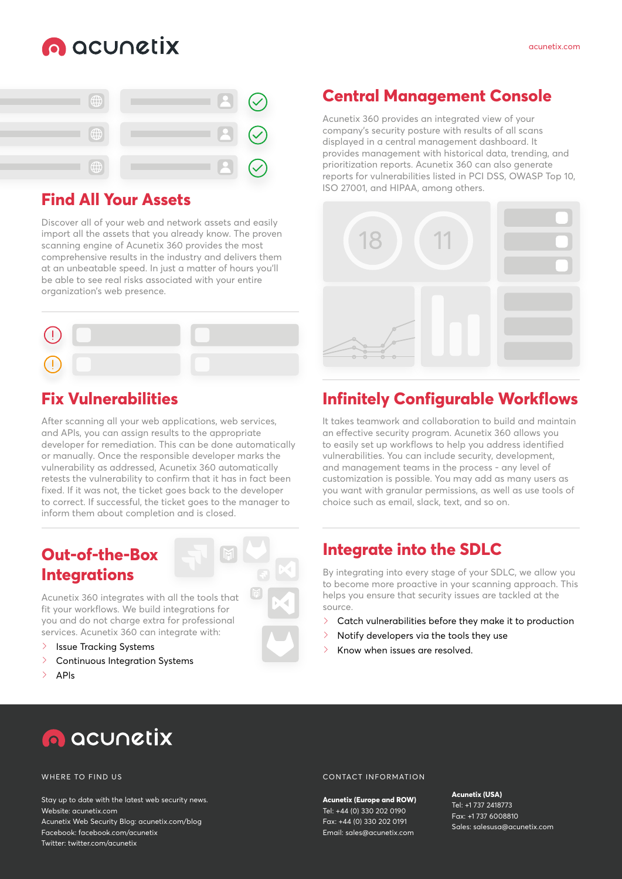acunetix

acunetix.com

## Find All Your Assets

Discover all of your web and network assets and easily import all the assets that you already know. The proven scanning engine of Acunetix 360 provides the most comprehensive results in the industry and delivers them at an unbeatable speed. In just a matter of hours you'll be able to see real risks associated with your entire organization's web presence.

## Fix Vulnerabilities

After scanning all your web applications, web services, and APIs, you can assign results to the appropriate developer for remediation. This can be done automatically or manually. Once the responsible developer marks the vulnerability as addressed, Acunetix 360 automatically retests the vulnerability to confirm that it has in fact been fixed. If it was not, the ticket goes back to the developer to correct. If successful, the ticket goes to the manager to inform them about completion and is closed.

## Out-of-the-Box Integrations

Acunetix 360 integrates with all the tools that fit your workflows. We build integrations for you and do not charge extra for professional services. Acunetix 360 can integrate with:

- Issue Tracking Systems
- Continuous Integration Systems
- APIs

## Central Management Console

Acunetix 360 provides an integrated view of your company's security posture with results of all scans displayed in a central management dashboard. It provides management with historical data, trending, and prioritization reports. Acunetix 360 can also generate reports for vulnerabilities listed in PCI DSS, OWASP Top 10, ISO 27001, and HIPAA, among others.

18

11

## Infinitely Configurable Workflows

It takes teamwork and collaboration to build and maintain an effective security program. Acunetix 360 allows you to easily set up workflows to help you address identified vulnerabilities. You can include security, development, and management teams in the process - any level of customization is possible. You may add as many users as you want with granular permissions, as well as use tools of choice such as email, slack, text, and so on.

## Integrate into the SDLC

By integrating into every stage of your SDLC, we allow you to become more proactive in your scanning approach. This helps you ensure that security issues are tackled at the source.

- Catch vulnerabilities before they make it to production
- Notify developers via the tools they use
- Know when issues are resolved.

acunetix

WHERE TO FIND US

Stay up to date with the latest web security news.
Website: acunetix.com
Acunetix Web Security Blog: acunetix.com/blog
Facebook: facebook.com/acunetix
Twitter: twitter.com/acunetix

CONTACT INFORMATION

**Acunetix (Europe and ROW)**
Tel: +44 (0) 330 202 0190
Fax: +44 (0) 330 202 0191
Email: sales@acunetix.com

**Acunetix (USA)**
Tel: +1 737 2418773
Fax: +1 737 6008810
Sales: salesusa@acunetix.com